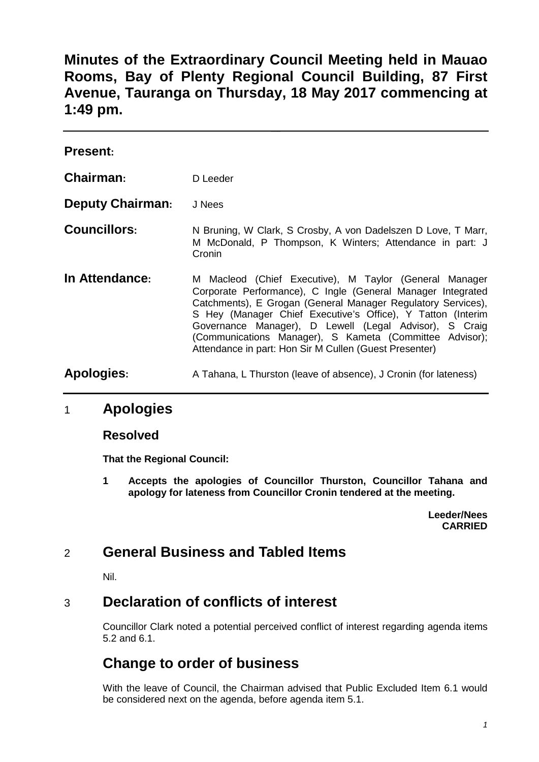# Minutes of the Extraordinary Council Meeting held in Mauao Rooms, Bay of Plenty Regional Council Building, 87 First Avenue, Tauranga on Thursday, 18 May 2017 commencing at 1:49 pm.

**Present:**

| | |
|---|---|
| **Chairman:** | D Leeder |
| **Deputy Chairman:** | J Nees |
| **Councillors:** | N Bruning, W Clark, S Crosby, A von Dadelszen D Love, T Marr, M McDonald, P Thompson, K Winters; Attendance in part: J Cronin |
| **In Attendance:** | M Macleod (Chief Executive), M Taylor (General Manager Corporate Performance), C Ingle (General Manager Integrated Catchments), E Grogan (General Manager Regulatory Services), S Hey (Manager Chief Executive's Office), Y Tatton (Interim Governance Manager), D Lewell (Legal Advisor), S Craig (Communications Manager), S Kameta (Committee Advisor); Attendance in part: Hon Sir M Cullen (Guest Presenter) |
| **Apologies:** | A Tahana, L Thurston (leave of absence), J Cronin (for lateness) |

## 1 Apologies

### Resolved

**That the Regional Council:**

**1 Accepts the apologies of Councillor Thurston, Councillor Tahana and apology for lateness from Councillor Cronin tendered at the meeting.**

**Leeder/Nees**
**CARRIED**

## 2 General Business and Tabled Items

Nil.

## 3 Declaration of conflicts of interest

Councillor Clark noted a potential perceived conflict of interest regarding agenda items 5.2 and 6.1.

## Change to order of business

With the leave of Council, the Chairman advised that Public Excluded Item 6.1 would be considered next on the agenda, before agenda item 5.1.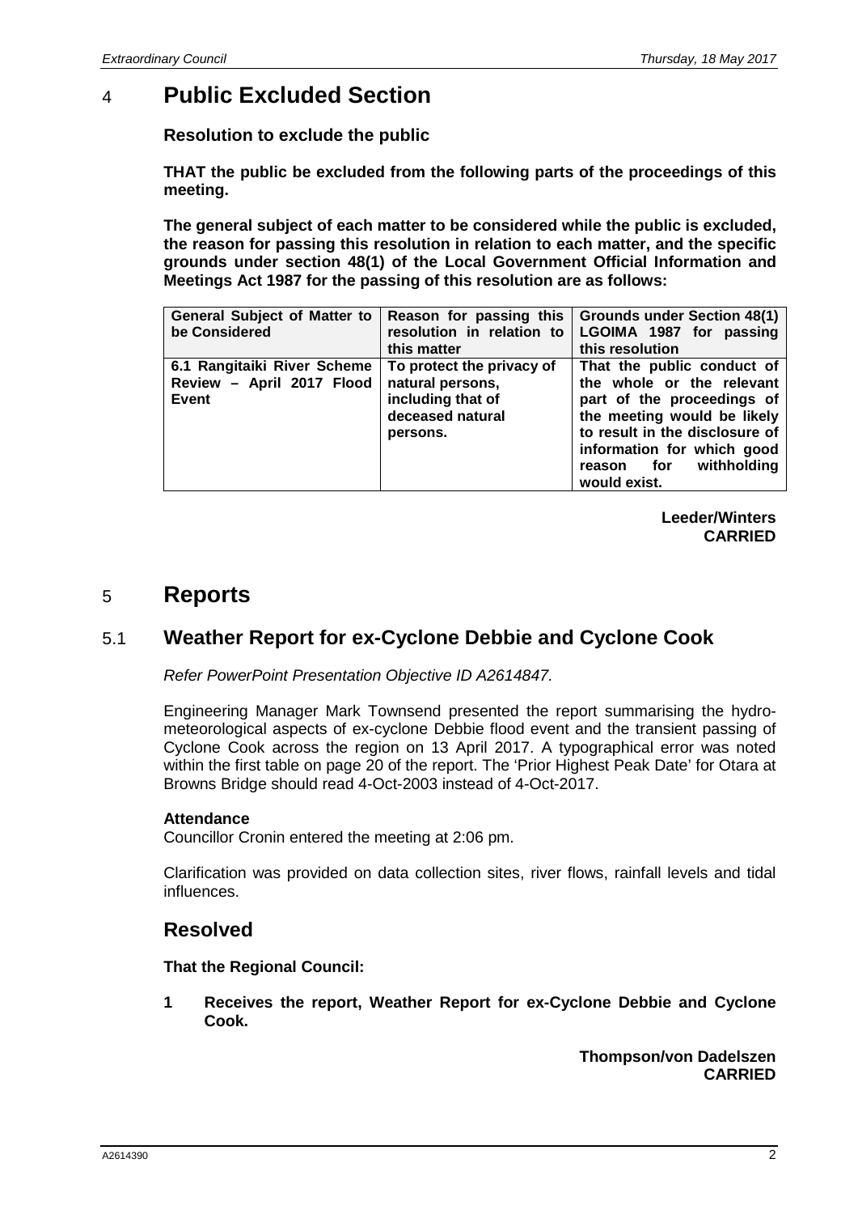# 4 Public Excluded Section

**Resolution to exclude the public**

**THAT the public be excluded from the following parts of the proceedings of this meeting.**

**The general subject of each matter to be considered while the public is excluded, the reason for passing this resolution in relation to each matter, and the specific grounds under section 48(1) of the Local Government Official Information and Meetings Act 1987 for the passing of this resolution are as follows:**

| General Subject of Matter to be Considered | Reason for passing this resolution in relation to this matter | Grounds under Section 48(1) LGOIMA 1987 for passing this resolution |
|---|---|---|
| **6.1 Rangitaiki River Scheme Review – April 2017 Flood Event** | **To protect the privacy of natural persons, including that of deceased natural persons.** | **That the public conduct of the whole or the relevant part of the proceedings of the meeting would be likely to result in the disclosure of information for which good reason for withholding would exist.** |

**Leeder/Winters**
**CARRIED**

# 5 Reports

## 5.1 Weather Report for ex-Cyclone Debbie and Cyclone Cook

*Refer PowerPoint Presentation Objective ID A2614847.*

Engineering Manager Mark Townsend presented the report summarising the hydro-meteorological aspects of ex-cyclone Debbie flood event and the transient passing of Cyclone Cook across the region on 13 April 2017. A typographical error was noted within the first table on page 20 of the report. The 'Prior Highest Peak Date' for Otara at Browns Bridge should read 4-Oct-2003 instead of 4-Oct-2017.

**Attendance**
Councillor Cronin entered the meeting at 2:06 pm.

Clarification was provided on data collection sites, river flows, rainfall levels and tidal influences.

## Resolved

**That the Regional Council:**

**1 Receives the report, Weather Report for ex-Cyclone Debbie and Cyclone Cook.**

**Thompson/von Dadelszen**
**CARRIED**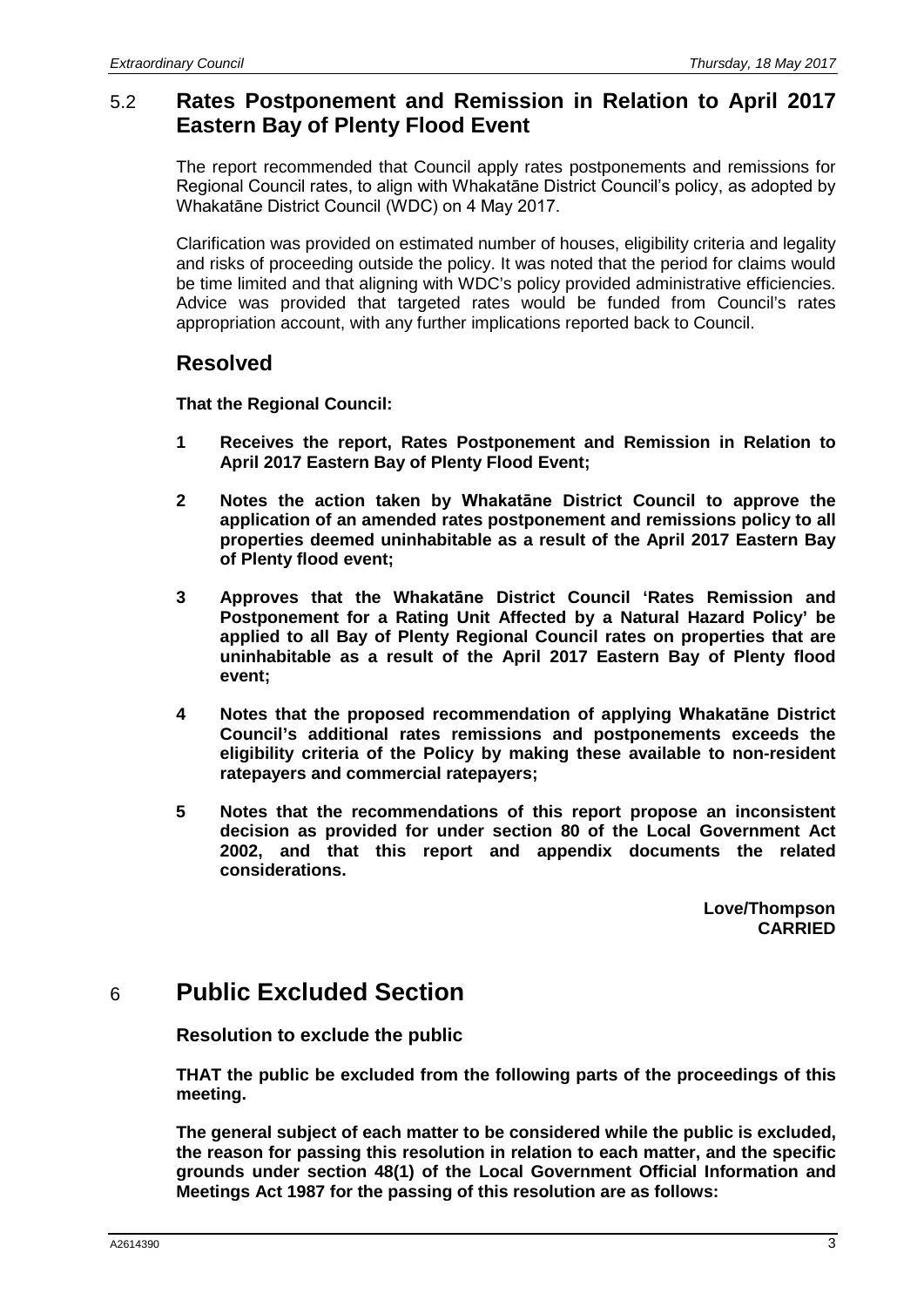## 5.2 Rates Postponement and Remission in Relation to April 2017 Eastern Bay of Plenty Flood Event

The report recommended that Council apply rates postponements and remissions for Regional Council rates, to align with Whakatāne District Council's policy, as adopted by Whakatāne District Council (WDC) on 4 May 2017.

Clarification was provided on estimated number of houses, eligibility criteria and legality and risks of proceeding outside the policy. It was noted that the period for claims would be time limited and that aligning with WDC's policy provided administrative efficiencies. Advice was provided that targeted rates would be funded from Council's rates appropriation account, with any further implications reported back to Council.

### Resolved

**That the Regional Council:**

**1 Receives the report, Rates Postponement and Remission in Relation to April 2017 Eastern Bay of Plenty Flood Event;**

**2 Notes the action taken by Whakatāne District Council to approve the application of an amended rates postponement and remissions policy to all properties deemed uninhabitable as a result of the April 2017 Eastern Bay of Plenty flood event;**

**3 Approves that the Whakatāne District Council 'Rates Remission and Postponement for a Rating Unit Affected by a Natural Hazard Policy' be applied to all Bay of Plenty Regional Council rates on properties that are uninhabitable as a result of the April 2017 Eastern Bay of Plenty flood event;**

**4 Notes that the proposed recommendation of applying Whakatāne District Council's additional rates remissions and postponements exceeds the eligibility criteria of the Policy by making these available to non-resident ratepayers and commercial ratepayers;**

**5 Notes that the recommendations of this report propose an inconsistent decision as provided for under section 80 of the Local Government Act 2002, and that this report and appendix documents the related considerations.**

**Love/Thompson**
**CARRIED**

# 6 Public Excluded Section

**Resolution to exclude the public**

**THAT the public be excluded from the following parts of the proceedings of this meeting.**

**The general subject of each matter to be considered while the public is excluded, the reason for passing this resolution in relation to each matter, and the specific grounds under section 48(1) of the Local Government Official Information and Meetings Act 1987 for the passing of this resolution are as follows:**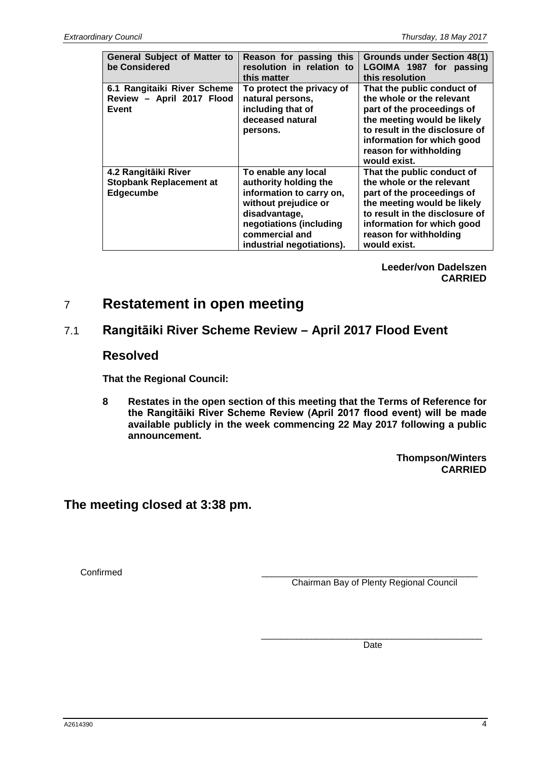| General Subject of Matter to be Considered | Reason for passing this resolution in relation to this matter | Grounds under Section 48(1) LGOIMA 1987 for passing this resolution |
|---|---|---|
| **6.1 Rangitaiki River Scheme Review – April 2017 Flood Event** | **To protect the privacy of natural persons, including that of deceased natural persons.** | **That the public conduct of the whole or the relevant part of the proceedings of the meeting would be likely to result in the disclosure of information for which good reason for withholding would exist.** |
| **4.2 Rangitāiki River Stopbank Replacement at Edgecumbe** | **To enable any local authority holding the information to carry on, without prejudice or disadvantage, negotiations (including commercial and industrial negotiations).** | **That the public conduct of the whole or the relevant part of the proceedings of the meeting would be likely to result in the disclosure of information for which good reason for withholding would exist.** |

**Leeder/von Dadelszen**
**CARRIED**

# 7 Restatement in open meeting

## 7.1 Rangitāiki River Scheme Review – April 2017 Flood Event

### Resolved

**That the Regional Council:**

**8 Restates in the open section of this meeting that the Terms of Reference for the Rangitāiki River Scheme Review (April 2017 flood event) will be made available publicly in the week commencing 22 May 2017 following a public announcement.**

**Thompson/Winters**
**CARRIED**

## The meeting closed at 3:38 pm.

Confirmed \_\_\_\_\_\_\_\_\_\_\_\_\_\_\_\_\_\_\_\_\_\_\_\_\_\_\_\_\_\_\_\_\_\_\_\_\_\_\_\_\_
Chairman Bay of Plenty Regional Council

\_\_\_\_\_\_\_\_\_\_\_\_\_\_\_\_\_\_\_\_\_\_\_\_\_\_\_\_\_\_\_\_\_\_\_\_\_\_\_\_\_
Date